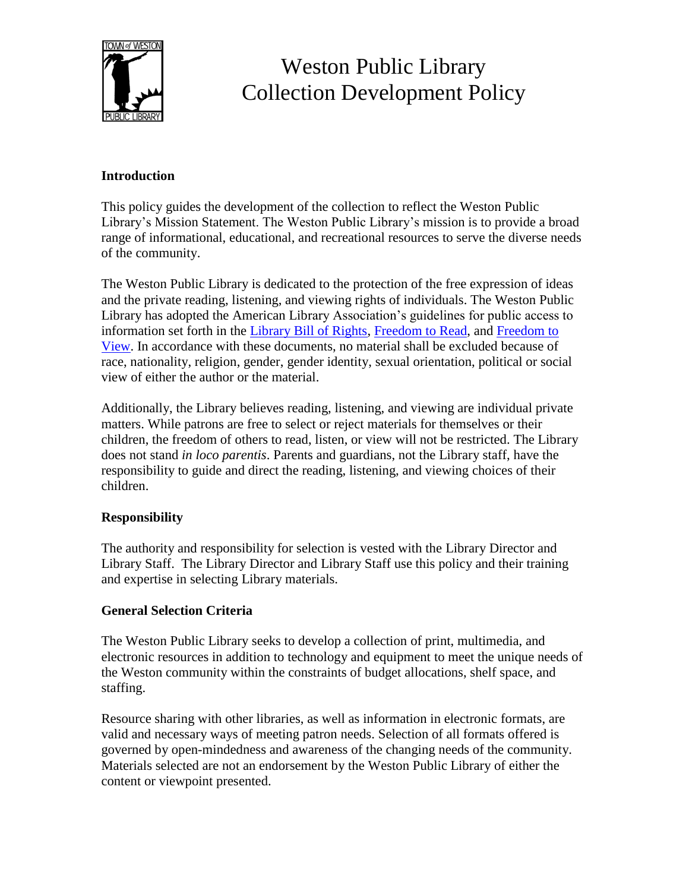# Weston Public Library Collection Development Policy

## Introduction

This policy guides the development of the collection to reflect the Weston Public Library's Mission Statement. The Weston Public Library's mission is to provide a broad range of informational, educational, and recreational resources to serve the diverse needs of the community.

The Weston Public Library is dedicated to the protection of the free expression of ideas and the private reading, listening, and viewing rights of individuals. The Weston Public Library has adopted the American Library Association's guidelines for public access to information set forth in the Library Bill of Rights, Freedom to Read, and Freedom to View. In accordance with these documents, no material shall be excluded because of race, nationality, religion, gender, gender identity, sexual orientation, political or social view of either the author or the material.

Additionally, the Library believes reading, listening, and viewing are individual private matters. While patrons are free to select or reject materials for themselves or their children, the freedom of others to read, listen, or view will not be restricted. The Library does not stand *in loco parentis*. Parents and guardians, not the Library staff, have the responsibility to guide and direct the reading, listening, and viewing choices of their children.

## Responsibility

The authority and responsibility for selection is vested with the Library Director and Library Staff. The Library Director and Library Staff use this policy and their training and expertise in selecting Library materials.

## General Selection Criteria

The Weston Public Library seeks to develop a collection of print, multimedia, and electronic resources in addition to technology and equipment to meet the unique needs of the Weston community within the constraints of budget allocations, shelf space, and staffing.

Resource sharing with other libraries, as well as information in electronic formats, are valid and necessary ways of meeting patron needs. Selection of all formats offered is governed by open-mindedness and awareness of the changing needs of the community. Materials selected are not an endorsement by the Weston Public Library of either the content or viewpoint presented.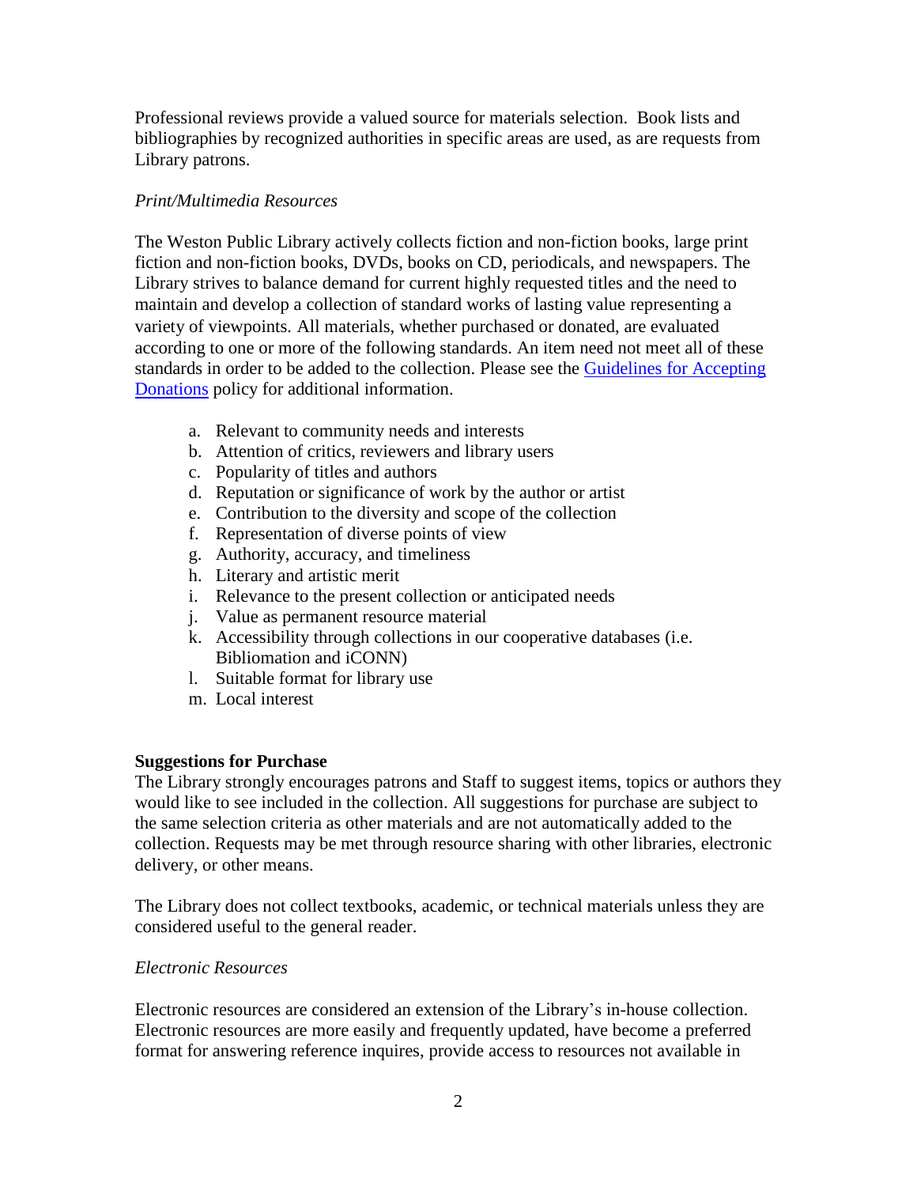Professional reviews provide a valued source for materials selection. Book lists and bibliographies by recognized authorities in specific areas are used, as are requests from Library patrons.

*Print/Multimedia Resources*

The Weston Public Library actively collects fiction and non-fiction books, large print fiction and non-fiction books, DVDs, books on CD, periodicals, and newspapers. The Library strives to balance demand for current highly requested titles and the need to maintain and develop a collection of standard works of lasting value representing a variety of viewpoints. All materials, whether purchased or donated, are evaluated according to one or more of the following standards. An item need not meet all of these standards in order to be added to the collection. Please see the [Guidelines for Accepting Donations]() policy for additional information.

a. Relevant to community needs and interests
b. Attention of critics, reviewers and library users
c. Popularity of titles and authors
d. Reputation or significance of work by the author or artist
e. Contribution to the diversity and scope of the collection
f. Representation of diverse points of view
g. Authority, accuracy, and timeliness
h. Literary and artistic merit
i. Relevance to the present collection or anticipated needs
j. Value as permanent resource material
k. Accessibility through collections in our cooperative databases (i.e. Bibliomation and iCONN)
l. Suitable format for library use
m. Local interest

**Suggestions for Purchase**

The Library strongly encourages patrons and Staff to suggest items, topics or authors they would like to see included in the collection. All suggestions for purchase are subject to the same selection criteria as other materials and are not automatically added to the collection. Requests may be met through resource sharing with other libraries, electronic delivery, or other means.

The Library does not collect textbooks, academic, or technical materials unless they are considered useful to the general reader.

*Electronic Resources*

Electronic resources are considered an extension of the Library's in-house collection. Electronic resources are more easily and frequently updated, have become a preferred format for answering reference inquires, provide access to resources not available in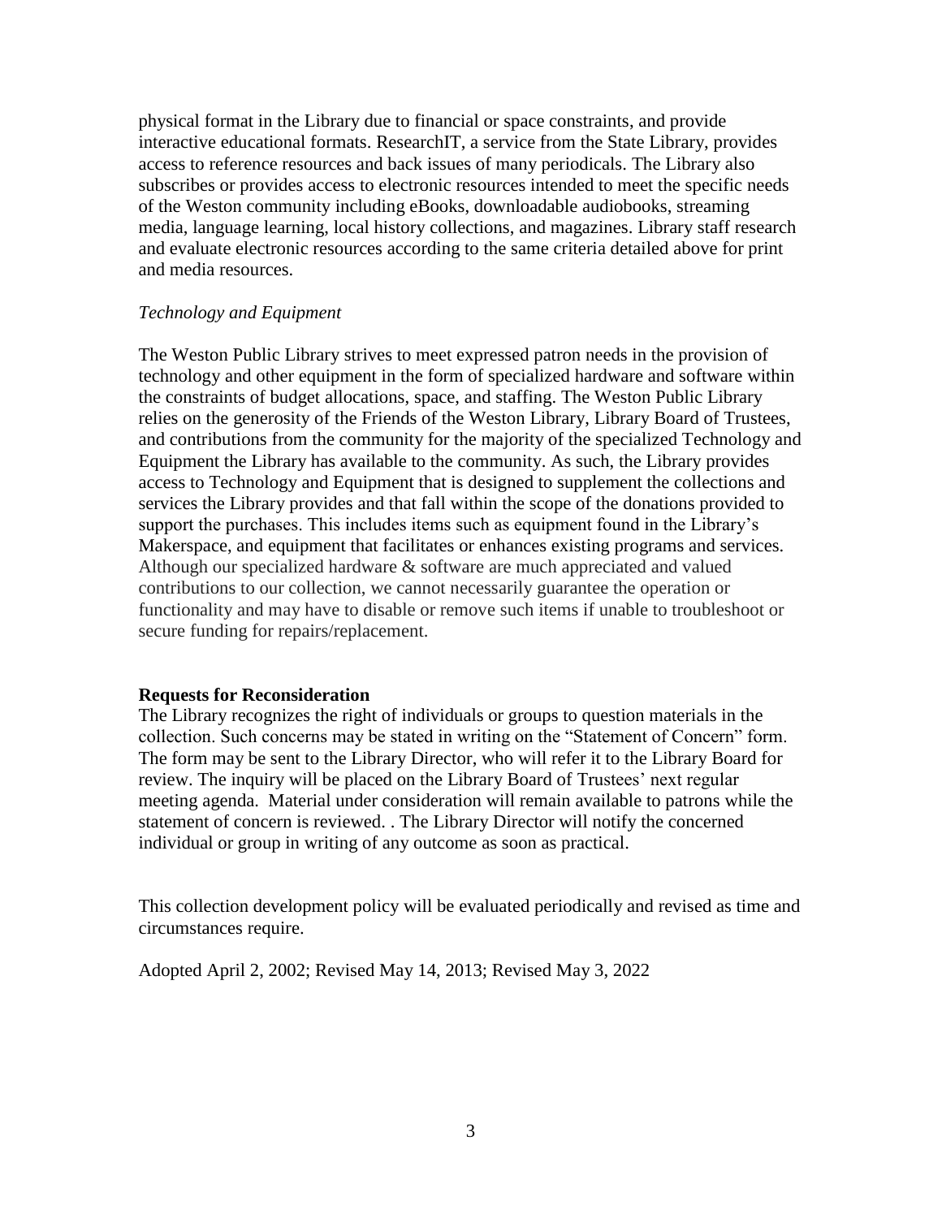physical format in the Library due to financial or space constraints, and provide interactive educational formats. ResearchIT, a service from the State Library, provides access to reference resources and back issues of many periodicals. The Library also subscribes or provides access to electronic resources intended to meet the specific needs of the Weston community including eBooks, downloadable audiobooks, streaming media, language learning, local history collections, and magazines. Library staff research and evaluate electronic resources according to the same criteria detailed above for print and media resources.

*Technology and Equipment*

The Weston Public Library strives to meet expressed patron needs in the provision of technology and other equipment in the form of specialized hardware and software within the constraints of budget allocations, space, and staffing. The Weston Public Library relies on the generosity of the Friends of the Weston Library, Library Board of Trustees, and contributions from the community for the majority of the specialized Technology and Equipment the Library has available to the community. As such, the Library provides access to Technology and Equipment that is designed to supplement the collections and services the Library provides and that fall within the scope of the donations provided to support the purchases. This includes items such as equipment found in the Library's Makerspace, and equipment that facilitates or enhances existing programs and services. Although our specialized hardware & software are much appreciated and valued contributions to our collection, we cannot necessarily guarantee the operation or functionality and may have to disable or remove such items if unable to troubleshoot or secure funding for repairs/replacement.

**Requests for Reconsideration**

The Library recognizes the right of individuals or groups to question materials in the collection. Such concerns may be stated in writing on the "Statement of Concern" form. The form may be sent to the Library Director, who will refer it to the Library Board for review. The inquiry will be placed on the Library Board of Trustees' next regular meeting agenda. Material under consideration will remain available to patrons while the statement of concern is reviewed. . The Library Director will notify the concerned individual or group in writing of any outcome as soon as practical.

This collection development policy will be evaluated periodically and revised as time and circumstances require.

Adopted April 2, 2002; Revised May 14, 2013; Revised May 3, 2022